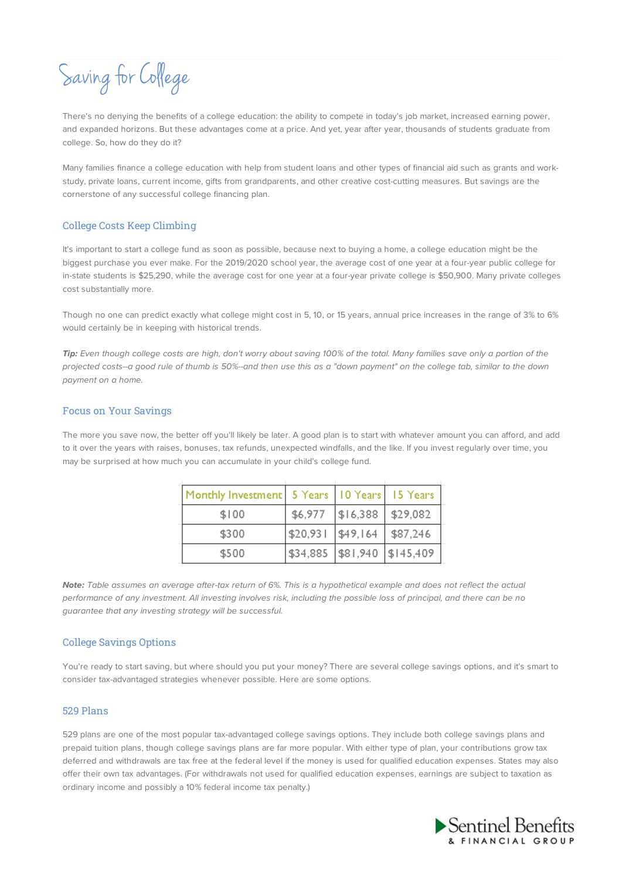# Saving for College

There's no denying the benefits of a college education: the ability to compete in today's job market, increased earning power, and expanded horizons. But these advantages come at a price. And yet, year after year, thousands of students graduate from college. So, how do they do it?

Many families finance a college education with help from student loans and other types of financial aid such as grants and work-study, private loans, current income, gifts from grandparents, and other creative cost-cutting measures. But savings are the cornerstone of any successful college financing plan.

## College Costs Keep Climbing

It's important to start a college fund as soon as possible, because next to buying a home, a college education might be the biggest purchase you ever make. For the 2019/2020 school year, the average cost of one year at a four-year public college for in-state students is $25,290, while the average cost for one year at a four-year private college is $50,900. Many private colleges cost substantially more.

Though no one can predict exactly what college might cost in 5, 10, or 15 years, annual price increases in the range of 3% to 6% would certainly be in keeping with historical trends.

***Tip:*** *Even though college costs are high, don't worry about saving 100% of the total. Many families save only a portion of the projected costs--a good rule of thumb is 50%--and then use this as a "down payment" on the college tab, similar to the down payment on a home.*

## Focus on Your Savings

The more you save now, the better off you'll likely be later. A good plan is to start with whatever amount you can afford, and add to it over the years with raises, bonuses, tax refunds, unexpected windfalls, and the like. If you invest regularly over time, you may be surprised at how much you can accumulate in your child's college fund.

| Monthly Investment | 5 Years | 10 Years | 15 Years |
|---|---|---|---|
| $100 | $6,977 | $16,388 | $29,082 |
| $300 | $20,931 | $49,164 | $87,246 |
| $500 | $34,885 | $81,940 | $145,409 |

***Note:*** *Table assumes an average after-tax return of 6%. This is a hypothetical example and does not reflect the actual performance of any investment. All investing involves risk, including the possible loss of principal, and there can be no guarantee that any investing strategy will be successful.*

## College Savings Options

You're ready to start saving, but where should you put your money? There are several college savings options, and it's smart to consider tax-advantaged strategies whenever possible. Here are some options.

## 529 Plans

529 plans are one of the most popular tax-advantaged college savings options. They include both college savings plans and prepaid tuition plans, though college savings plans are far more popular. With either type of plan, your contributions grow tax deferred and withdrawals are tax free at the federal level if the money is used for qualified education expenses. States may also offer their own tax advantages. (For withdrawals not used for qualified education expenses, earnings are subject to taxation as ordinary income and possibly a 10% federal income tax penalty.)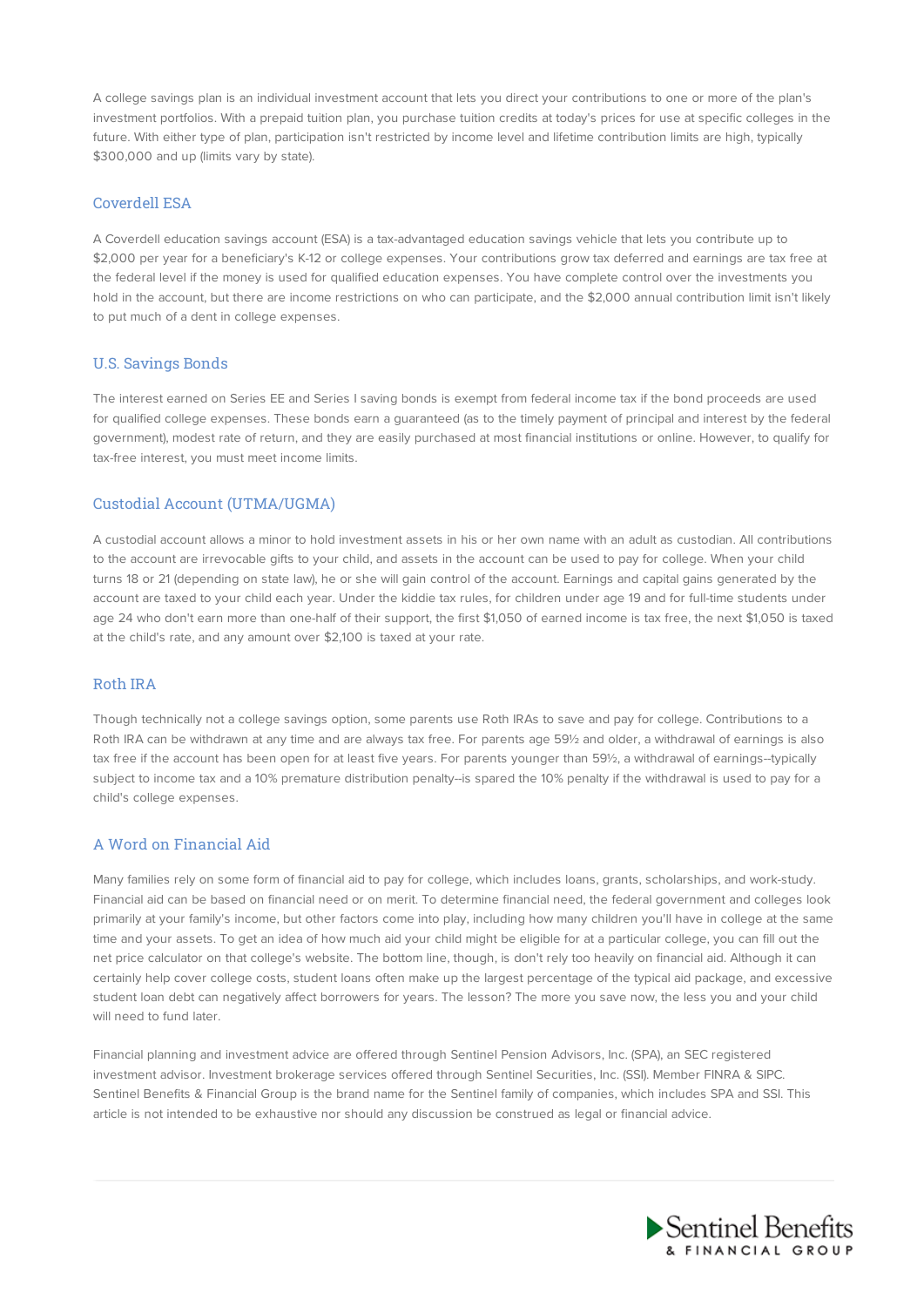A college savings plan is an individual investment account that lets you direct your contributions to one or more of the plan's investment portfolios. With a prepaid tuition plan, you purchase tuition credits at today's prices for use at specific colleges in the future. With either type of plan, participation isn't restricted by income level and lifetime contribution limits are high, typically $300,000 and up (limits vary by state).

## Coverdell ESA

A Coverdell education savings account (ESA) is a tax-advantaged education savings vehicle that lets you contribute up to $2,000 per year for a beneficiary's K-12 or college expenses. Your contributions grow tax deferred and earnings are tax free at the federal level if the money is used for qualified education expenses. You have complete control over the investments you hold in the account, but there are income restrictions on who can participate, and the $2,000 annual contribution limit isn't likely to put much of a dent in college expenses.

## U.S. Savings Bonds

The interest earned on Series EE and Series I saving bonds is exempt from federal income tax if the bond proceeds are used for qualified college expenses. These bonds earn a guaranteed (as to the timely payment of principal and interest by the federal government), modest rate of return, and they are easily purchased at most financial institutions or online. However, to qualify for tax-free interest, you must meet income limits.

## Custodial Account (UTMA/UGMA)

A custodial account allows a minor to hold investment assets in his or her own name with an adult as custodian. All contributions to the account are irrevocable gifts to your child, and assets in the account can be used to pay for college. When your child turns 18 or 21 (depending on state law), he or she will gain control of the account. Earnings and capital gains generated by the account are taxed to your child each year. Under the kiddie tax rules, for children under age 19 and for full-time students under age 24 who don't earn more than one-half of their support, the first $1,050 of earned income is tax free, the next $1,050 is taxed at the child's rate, and any amount over $2,100 is taxed at your rate.

## Roth IRA

Though technically not a college savings option, some parents use Roth IRAs to save and pay for college. Contributions to a Roth IRA can be withdrawn at any time and are always tax free. For parents age 59½ and older, a withdrawal of earnings is also tax free if the account has been open for at least five years. For parents younger than 59½, a withdrawal of earnings--typically subject to income tax and a 10% premature distribution penalty--is spared the 10% penalty if the withdrawal is used to pay for a child's college expenses.

## A Word on Financial Aid

Many families rely on some form of financial aid to pay for college, which includes loans, grants, scholarships, and work-study. Financial aid can be based on financial need or on merit. To determine financial need, the federal government and colleges look primarily at your family's income, but other factors come into play, including how many children you'll have in college at the same time and your assets. To get an idea of how much aid your child might be eligible for at a particular college, you can fill out the net price calculator on that college's website. The bottom line, though, is don't rely too heavily on financial aid. Although it can certainly help cover college costs, student loans often make up the largest percentage of the typical aid package, and excessive student loan debt can negatively affect borrowers for years. The lesson? The more you save now, the less you and your child will need to fund later.

Financial planning and investment advice are offered through Sentinel Pension Advisors, Inc. (SPA), an SEC registered investment advisor. Investment brokerage services offered through Sentinel Securities, Inc. (SSI). Member FINRA & SIPC. Sentinel Benefits & Financial Group is the brand name for the Sentinel family of companies, which includes SPA and SSI. This article is not intended to be exhaustive nor should any discussion be construed as legal or financial advice.

Sentinel Benefits & Financial Group